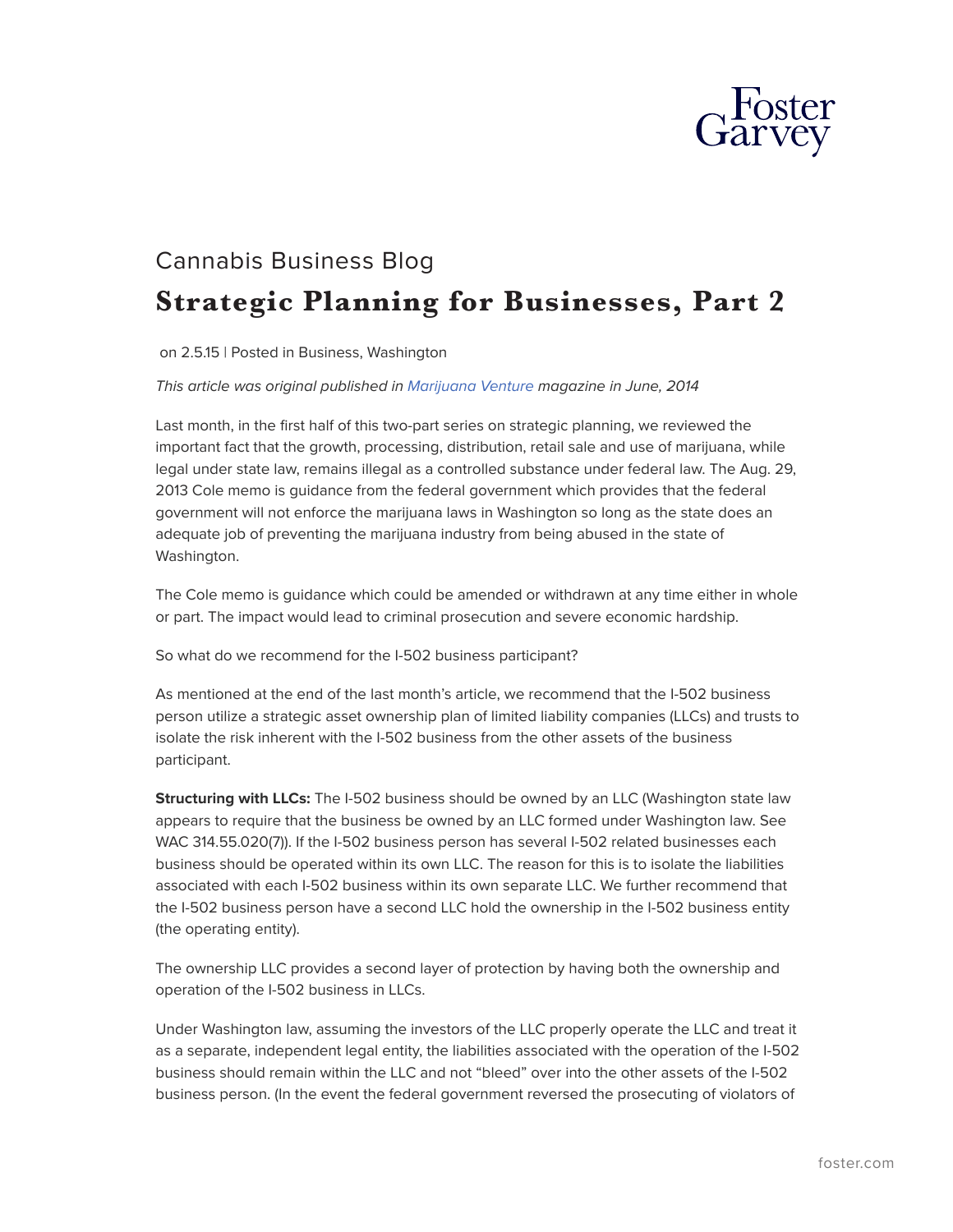Cannabis Business Blog

# Strategic Planning for Businesses, Part 2

on 2.5.15 | Posted in Business, Washington

*This article was original published in Marijuana Venture magazine in June, 2014*

Last month, in the first half of this two-part series on strategic planning, we reviewed the important fact that the growth, processing, distribution, retail sale and use of marijuana, while legal under state law, remains illegal as a controlled substance under federal law. The Aug. 29, 2013 Cole memo is guidance from the federal government which provides that the federal government will not enforce the marijuana laws in Washington so long as the state does an adequate job of preventing the marijuana industry from being abused in the state of Washington.

The Cole memo is guidance which could be amended or withdrawn at any time either in whole or part. The impact would lead to criminal prosecution and severe economic hardship.

So what do we recommend for the I-502 business participant?

As mentioned at the end of the last month's article, we recommend that the I-502 business person utilize a strategic asset ownership plan of limited liability companies (LLCs) and trusts to isolate the risk inherent with the I-502 business from the other assets of the business participant.

**Structuring with LLCs:** The I-502 business should be owned by an LLC (Washington state law appears to require that the business be owned by an LLC formed under Washington law. See WAC 314.55.020(7)). If the I-502 business person has several I-502 related businesses each business should be operated within its own LLC. The reason for this is to isolate the liabilities associated with each I-502 business within its own separate LLC. We further recommend that the I-502 business person have a second LLC hold the ownership in the I-502 business entity (the operating entity).

The ownership LLC provides a second layer of protection by having both the ownership and operation of the I-502 business in LLCs.

Under Washington law, assuming the investors of the LLC properly operate the LLC and treat it as a separate, independent legal entity, the liabilities associated with the operation of the I-502 business should remain within the LLC and not "bleed" over into the other assets of the I-502 business person. (In the event the federal government reversed the prosecuting of violators of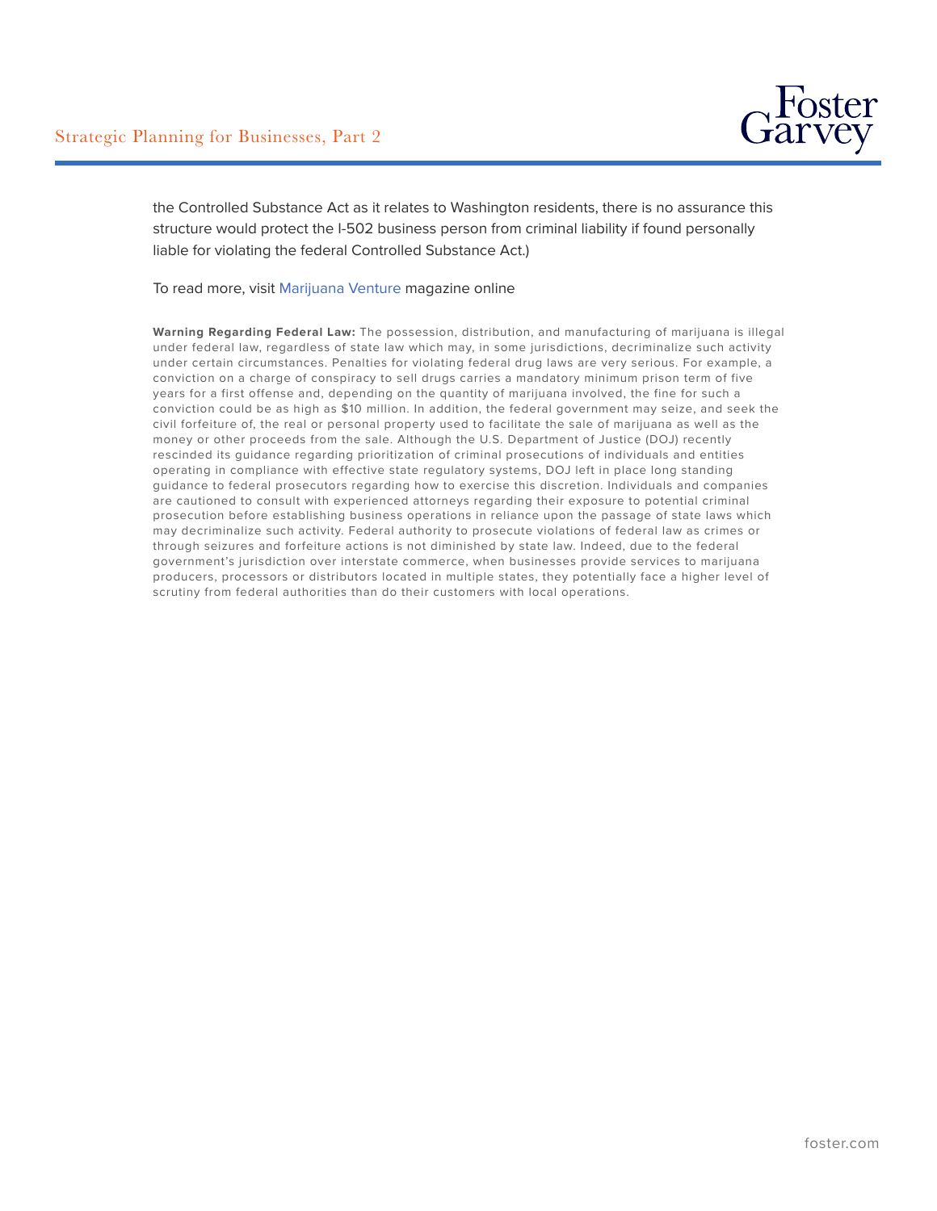the Controlled Substance Act as it relates to Washington residents, there is no assurance this structure would protect the I-502 business person from criminal liability if found personally liable for violating the federal Controlled Substance Act.)

To read more, visit Marijuana Venture magazine online

**Warning Regarding Federal Law:** The possession, distribution, and manufacturing of marijuana is illegal under federal law, regardless of state law which may, in some jurisdictions, decriminalize such activity under certain circumstances. Penalties for violating federal drug laws are very serious. For example, a conviction on a charge of conspiracy to sell drugs carries a mandatory minimum prison term of five years for a first offense and, depending on the quantity of marijuana involved, the fine for such a conviction could be as high as $10 million. In addition, the federal government may seize, and seek the civil forfeiture of, the real or personal property used to facilitate the sale of marijuana as well as the money or other proceeds from the sale. Although the U.S. Department of Justice (DOJ) recently rescinded its guidance regarding prioritization of criminal prosecutions of individuals and entities operating in compliance with effective state regulatory systems, DOJ left in place long standing guidance to federal prosecutors regarding how to exercise this discretion. Individuals and companies are cautioned to consult with experienced attorneys regarding their exposure to potential criminal prosecution before establishing business operations in reliance upon the passage of state laws which may decriminalize such activity. Federal authority to prosecute violations of federal law as crimes or through seizures and forfeiture actions is not diminished by state law. Indeed, due to the federal government's jurisdiction over interstate commerce, when businesses provide services to marijuana producers, processors or distributors located in multiple states, they potentially face a higher level of scrutiny from federal authorities than do their customers with local operations.